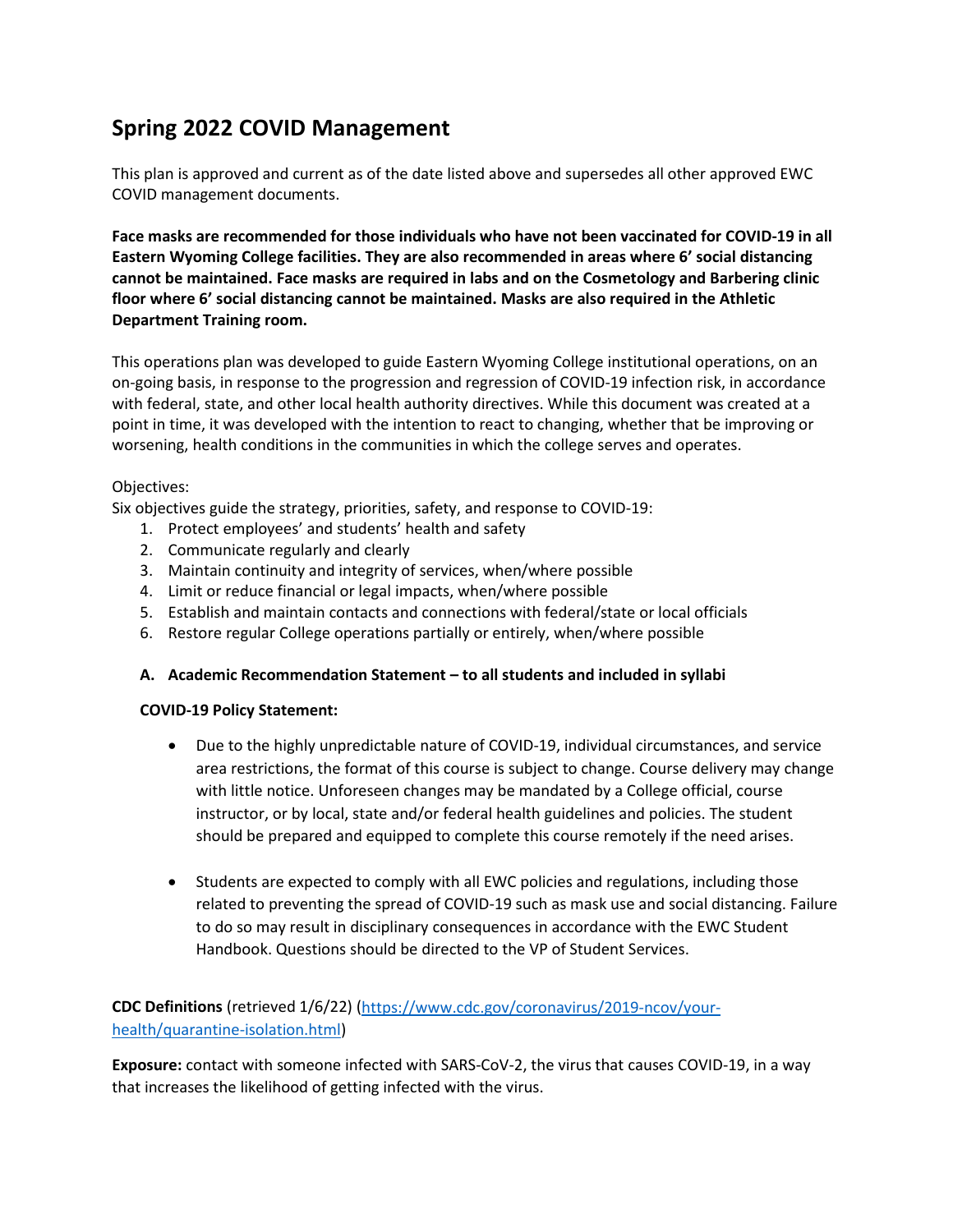# Spring 2022 COVID Management

This plan is approved and current as of the date listed above and supersedes all other approved EWC COVID management documents.

**Face masks are recommended for those individuals who have not been vaccinated for COVID-19 in all Eastern Wyoming College facilities. They are also recommended in areas where 6' social distancing cannot be maintained. Face masks are required in labs and on the Cosmetology and Barbering clinic floor where 6' social distancing cannot be maintained. Masks are also required in the Athletic Department Training room.**

This operations plan was developed to guide Eastern Wyoming College institutional operations, on an on-going basis, in response to the progression and regression of COVID-19 infection risk, in accordance with federal, state, and other local health authority directives. While this document was created at a point in time, it was developed with the intention to react to changing, whether that be improving or worsening, health conditions in the communities in which the college serves and operates.

Objectives:
Six objectives guide the strategy, priorities, safety, and response to COVID-19:

1. Protect employees' and students' health and safety
2. Communicate regularly and clearly
3. Maintain continuity and integrity of services, when/where possible
4. Limit or reduce financial or legal impacts, when/where possible
5. Establish and maintain contacts and connections with federal/state or local officials
6. Restore regular College operations partially or entirely, when/where possible

### A. Academic Recommendation Statement – to all students and included in syllabi

**COVID-19 Policy Statement:**

- Due to the highly unpredictable nature of COVID-19, individual circumstances, and service area restrictions, the format of this course is subject to change. Course delivery may change with little notice. Unforeseen changes may be mandated by a College official, course instructor, or by local, state and/or federal health guidelines and policies. The student should be prepared and equipped to complete this course remotely if the need arises.

- Students are expected to comply with all EWC policies and regulations, including those related to preventing the spread of COVID-19 such as mask use and social distancing. Failure to do so may result in disciplinary consequences in accordance with the EWC Student Handbook. Questions should be directed to the VP of Student Services.

**CDC Definitions** (retrieved 1/6/22) (https://www.cdc.gov/coronavirus/2019-ncov/your-health/quarantine-isolation.html)

**Exposure:** contact with someone infected with SARS-CoV-2, the virus that causes COVID-19, in a way that increases the likelihood of getting infected with the virus.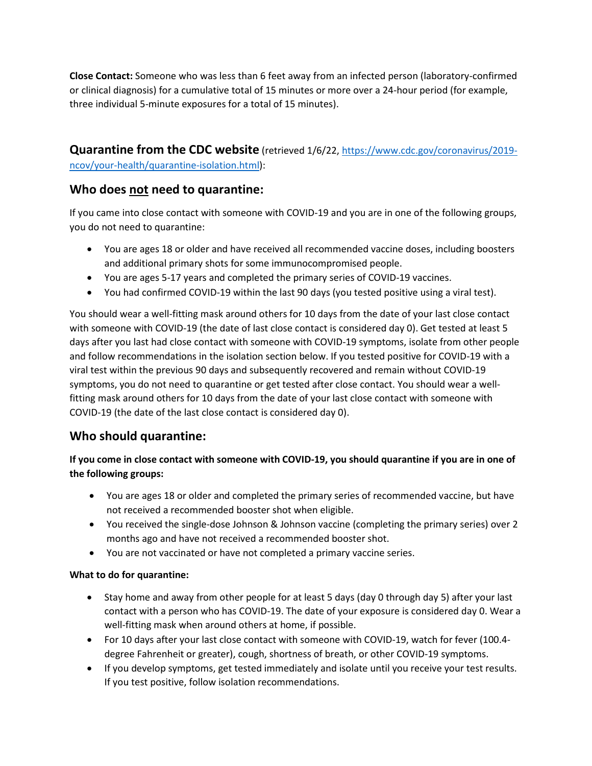**Close Contact:** Someone who was less than 6 feet away from an infected person (laboratory-confirmed or clinical diagnosis) for a cumulative total of 15 minutes or more over a 24-hour period (for example, three individual 5-minute exposures for a total of 15 minutes).

## **Quarantine from the CDC website** (retrieved 1/6/22, [https://www.cdc.gov/coronavirus/2019-ncov/your-health/quarantine-isolation.html](https://www.cdc.gov/coronavirus/2019-ncov/your-health/quarantine-isolation.html)):

### Who does <u>not</u> need to quarantine:

If you came into close contact with someone with COVID-19 and you are in one of the following groups, you do not need to quarantine:

- You are ages 18 or older and have received all recommended vaccine doses, including boosters and additional primary shots for some immunocompromised people.
- You are ages 5-17 years and completed the primary series of COVID-19 vaccines.
- You had confirmed COVID-19 within the last 90 days (you tested positive using a viral test).

You should wear a well-fitting mask around others for 10 days from the date of your last close contact with someone with COVID-19 (the date of last close contact is considered day 0). Get tested at least 5 days after you last had close contact with someone with COVID-19 symptoms, isolate from other people and follow recommendations in the isolation section below. If you tested positive for COVID-19 with a viral test within the previous 90 days and subsequently recovered and remain without COVID-19 symptoms, you do not need to quarantine or get tested after close contact. You should wear a well-fitting mask around others for 10 days from the date of your last close contact with someone with COVID-19 (the date of the last close contact is considered day 0).

### Who should quarantine:

**If you come in close contact with someone with COVID-19, you should quarantine if you are in one of the following groups:**

- You are ages 18 or older and completed the primary series of recommended vaccine, but have not received a recommended booster shot when eligible.
- You received the single-dose Johnson & Johnson vaccine (completing the primary series) over 2 months ago and have not received a recommended booster shot.
- You are not vaccinated or have not completed a primary vaccine series.

**What to do for quarantine:**

- Stay home and away from other people for at least 5 days (day 0 through day 5) after your last contact with a person who has COVID-19. The date of your exposure is considered day 0. Wear a well-fitting mask when around others at home, if possible.
- For 10 days after your last close contact with someone with COVID-19, watch for fever (100.4-degree Fahrenheit or greater), cough, shortness of breath, or other COVID-19 symptoms.
- If you develop symptoms, get tested immediately and isolate until you receive your test results. If you test positive, follow isolation recommendations.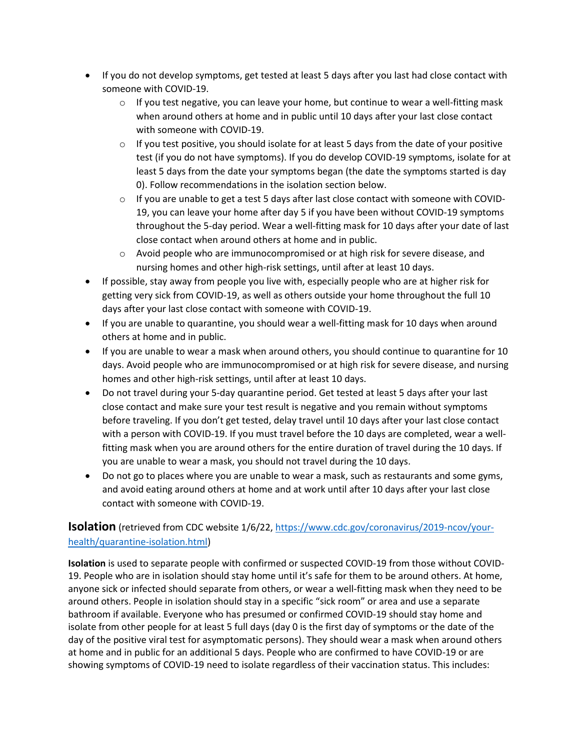- If you do not develop symptoms, get tested at least 5 days after you last had close contact with someone with COVID-19.
  - If you test negative, you can leave your home, but continue to wear a well-fitting mask when around others at home and in public until 10 days after your last close contact with someone with COVID-19.
  - If you test positive, you should isolate for at least 5 days from the date of your positive test (if you do not have symptoms). If you do develop COVID-19 symptoms, isolate for at least 5 days from the date your symptoms began (the date the symptoms started is day 0). Follow recommendations in the isolation section below.
  - If you are unable to get a test 5 days after last close contact with someone with COVID-19, you can leave your home after day 5 if you have been without COVID-19 symptoms throughout the 5-day period. Wear a well-fitting mask for 10 days after your date of last close contact when around others at home and in public.
  - Avoid people who are immunocompromised or at high risk for severe disease, and nursing homes and other high-risk settings, until after at least 10 days.
- If possible, stay away from people you live with, especially people who are at higher risk for getting very sick from COVID-19, as well as others outside your home throughout the full 10 days after your last close contact with someone with COVID-19.
- If you are unable to quarantine, you should wear a well-fitting mask for 10 days when around others at home and in public.
- If you are unable to wear a mask when around others, you should continue to quarantine for 10 days. Avoid people who are immunocompromised or at high risk for severe disease, and nursing homes and other high-risk settings, until after at least 10 days.
- Do not travel during your 5-day quarantine period. Get tested at least 5 days after your last close contact and make sure your test result is negative and you remain without symptoms before traveling. If you don't get tested, delay travel until 10 days after your last close contact with a person with COVID-19. If you must travel before the 10 days are completed, wear a well-fitting mask when you are around others for the entire duration of travel during the 10 days. If you are unable to wear a mask, you should not travel during the 10 days.
- Do not go to places where you are unable to wear a mask, such as restaurants and some gyms, and avoid eating around others at home and at work until after 10 days after your last close contact with someone with COVID-19.

## Isolation (retrieved from CDC website 1/6/22, https://www.cdc.gov/coronavirus/2019-ncov/your-health/quarantine-isolation.html)

**Isolation** is used to separate people with confirmed or suspected COVID-19 from those without COVID-19. People who are in isolation should stay home until it's safe for them to be around others. At home, anyone sick or infected should separate from others, or wear a well-fitting mask when they need to be around others. People in isolation should stay in a specific "sick room" or area and use a separate bathroom if available. Everyone who has presumed or confirmed COVID-19 should stay home and isolate from other people for at least 5 full days (day 0 is the first day of symptoms or the date of the day of the positive viral test for asymptomatic persons). They should wear a mask when around others at home and in public for an additional 5 days. People who are confirmed to have COVID-19 or are showing symptoms of COVID-19 need to isolate regardless of their vaccination status. This includes: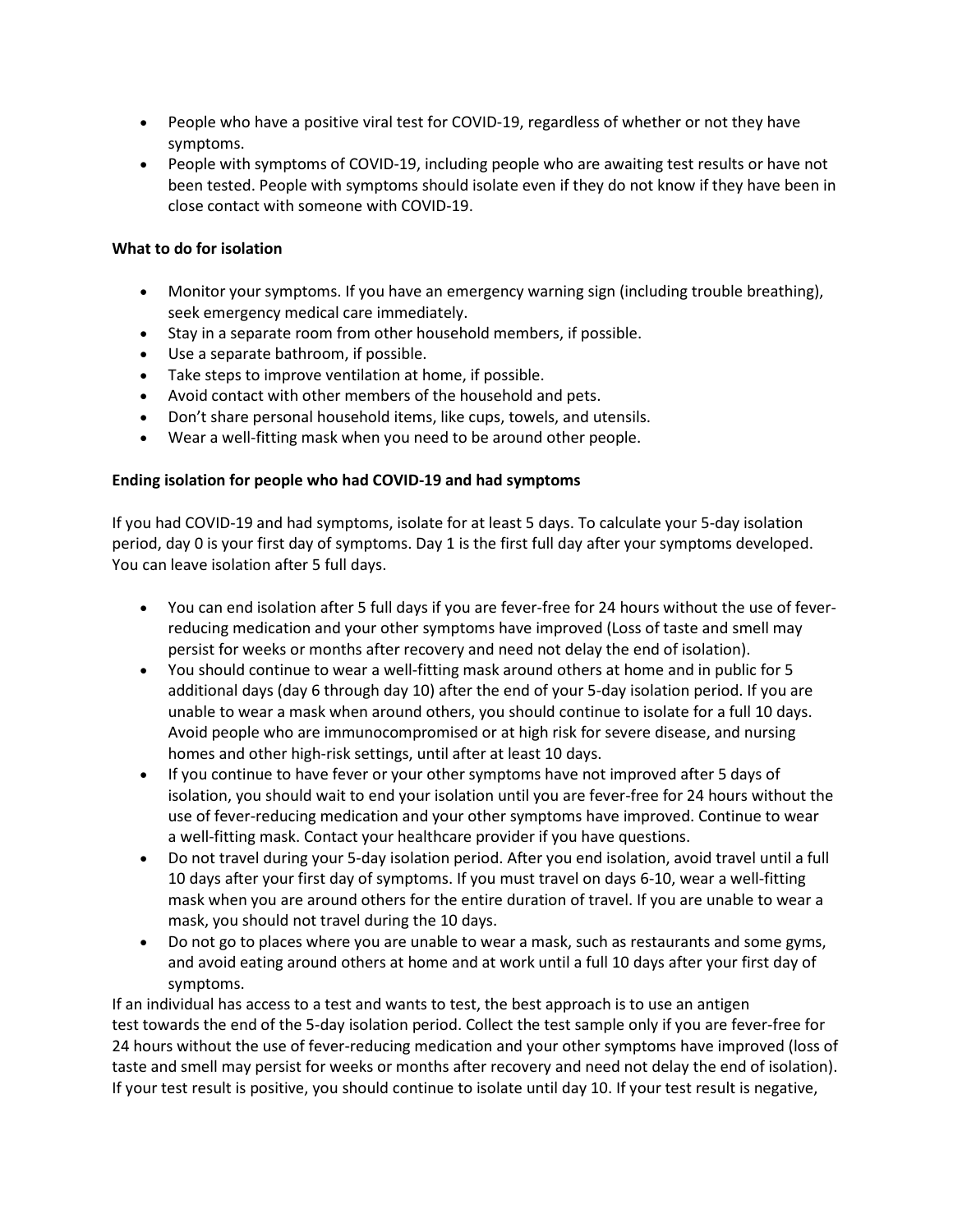- People who have a positive viral test for COVID-19, regardless of whether or not they have symptoms.
- People with symptoms of COVID-19, including people who are awaiting test results or have not been tested. People with symptoms should isolate even if they do not know if they have been in close contact with someone with COVID-19.

**What to do for isolation**

- Monitor your symptoms. If you have an emergency warning sign (including trouble breathing), seek emergency medical care immediately.
- Stay in a separate room from other household members, if possible.
- Use a separate bathroom, if possible.
- Take steps to improve ventilation at home, if possible.
- Avoid contact with other members of the household and pets.
- Don't share personal household items, like cups, towels, and utensils.
- Wear a well-fitting mask when you need to be around other people.

**Ending isolation for people who had COVID-19 and had symptoms**

If you had COVID-19 and had symptoms, isolate for at least 5 days. To calculate your 5-day isolation period, day 0 is your first day of symptoms. Day 1 is the first full day after your symptoms developed. You can leave isolation after 5 full days.

- You can end isolation after 5 full days if you are fever-free for 24 hours without the use of fever-reducing medication and your other symptoms have improved (Loss of taste and smell may persist for weeks or months after recovery and need not delay the end of isolation).
- You should continue to wear a well-fitting mask around others at home and in public for 5 additional days (day 6 through day 10) after the end of your 5-day isolation period. If you are unable to wear a mask when around others, you should continue to isolate for a full 10 days. Avoid people who are immunocompromised or at high risk for severe disease, and nursing homes and other high-risk settings, until after at least 10 days.
- If you continue to have fever or your other symptoms have not improved after 5 days of isolation, you should wait to end your isolation until you are fever-free for 24 hours without the use of fever-reducing medication and your other symptoms have improved. Continue to wear a well-fitting mask. Contact your healthcare provider if you have questions.
- Do not travel during your 5-day isolation period. After you end isolation, avoid travel until a full 10 days after your first day of symptoms. If you must travel on days 6-10, wear a well-fitting mask when you are around others for the entire duration of travel. If you are unable to wear a mask, you should not travel during the 10 days.
- Do not go to places where you are unable to wear a mask, such as restaurants and some gyms, and avoid eating around others at home and at work until a full 10 days after your first day of symptoms.

If an individual has access to a test and wants to test, the best approach is to use an antigen test towards the end of the 5-day isolation period. Collect the test sample only if you are fever-free for 24 hours without the use of fever-reducing medication and your other symptoms have improved (loss of taste and smell may persist for weeks or months after recovery and need not delay the end of isolation). If your test result is positive, you should continue to isolate until day 10. If your test result is negative,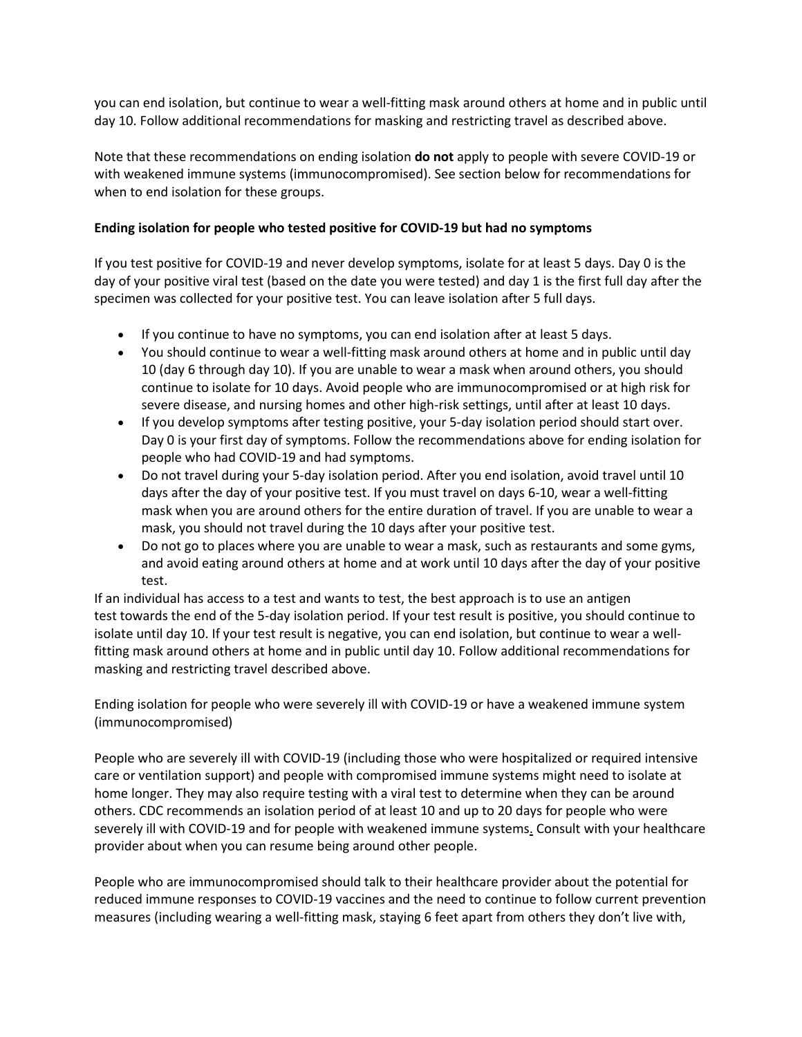you can end isolation, but continue to wear a well-fitting mask around others at home and in public until day 10. Follow additional recommendations for masking and restricting travel as described above.

Note that these recommendations on ending isolation **do not** apply to people with severe COVID-19 or with weakened immune systems (immunocompromised). See section below for recommendations for when to end isolation for these groups.

**Ending isolation for people who tested positive for COVID-19 but had no symptoms**

If you test positive for COVID-19 and never develop symptoms, isolate for at least 5 days. Day 0 is the day of your positive viral test (based on the date you were tested) and day 1 is the first full day after the specimen was collected for your positive test. You can leave isolation after 5 full days.

- If you continue to have no symptoms, you can end isolation after at least 5 days.
- You should continue to wear a well-fitting mask around others at home and in public until day 10 (day 6 through day 10). If you are unable to wear a mask when around others, you should continue to isolate for 10 days. Avoid people who are immunocompromised or at high risk for severe disease, and nursing homes and other high-risk settings, until after at least 10 days.
- If you develop symptoms after testing positive, your 5-day isolation period should start over. Day 0 is your first day of symptoms. Follow the recommendations above for ending isolation for people who had COVID-19 and had symptoms.
- Do not travel during your 5-day isolation period. After you end isolation, avoid travel until 10 days after the day of your positive test. If you must travel on days 6-10, wear a well-fitting mask when you are around others for the entire duration of travel. If you are unable to wear a mask, you should not travel during the 10 days after your positive test.
- Do not go to places where you are unable to wear a mask, such as restaurants and some gyms, and avoid eating around others at home and at work until 10 days after the day of your positive test.

If an individual has access to a test and wants to test, the best approach is to use an antigen test towards the end of the 5-day isolation period. If your test result is positive, you should continue to isolate until day 10. If your test result is negative, you can end isolation, but continue to wear a well-fitting mask around others at home and in public until day 10. Follow additional recommendations for masking and restricting travel described above.

Ending isolation for people who were severely ill with COVID-19 or have a weakened immune system (immunocompromised)

People who are severely ill with COVID-19 (including those who were hospitalized or required intensive care or ventilation support) and people with compromised immune systems might need to isolate at home longer. They may also require testing with a viral test to determine when they can be around others. CDC recommends an isolation period of at least 10 and up to 20 days for people who were severely ill with COVID-19 and for people with weakened immune systems. Consult with your healthcare provider about when you can resume being around other people.

People who are immunocompromised should talk to their healthcare provider about the potential for reduced immune responses to COVID-19 vaccines and the need to continue to follow current prevention measures (including wearing a well-fitting mask, staying 6 feet apart from others they don't live with,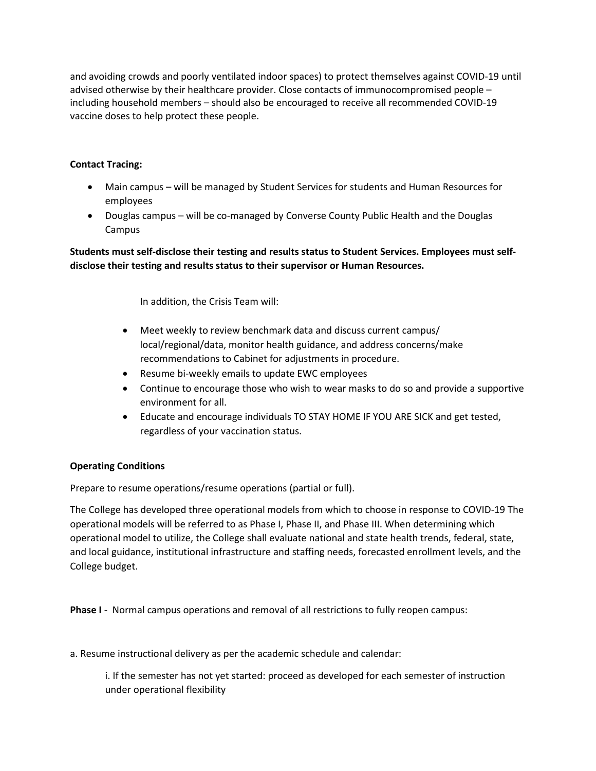and avoiding crowds and poorly ventilated indoor spaces) to protect themselves against COVID-19 until advised otherwise by their healthcare provider. Close contacts of immunocompromised people – including household members – should also be encouraged to receive all recommended COVID-19 vaccine doses to help protect these people.

**Contact Tracing:**

- Main campus – will be managed by Student Services for students and Human Resources for employees
- Douglas campus – will be co-managed by Converse County Public Health and the Douglas Campus

**Students must self-disclose their testing and results status to Student Services. Employees must self-disclose their testing and results status to their supervisor or Human Resources.**

In addition, the Crisis Team will:

- Meet weekly to review benchmark data and discuss current campus/ local/regional/data, monitor health guidance, and address concerns/make recommendations to Cabinet for adjustments in procedure.
- Resume bi-weekly emails to update EWC employees
- Continue to encourage those who wish to wear masks to do so and provide a supportive environment for all.
- Educate and encourage individuals TO STAY HOME IF YOU ARE SICK and get tested, regardless of your vaccination status.

**Operating Conditions**

Prepare to resume operations/resume operations (partial or full).

The College has developed three operational models from which to choose in response to COVID-19 The operational models will be referred to as Phase I, Phase II, and Phase III. When determining which operational model to utilize, the College shall evaluate national and state health trends, federal, state, and local guidance, institutional infrastructure and staffing needs, forecasted enrollment levels, and the College budget.

**Phase I** - Normal campus operations and removal of all restrictions to fully reopen campus:

a. Resume instructional delivery as per the academic schedule and calendar:

i. If the semester has not yet started: proceed as developed for each semester of instruction under operational flexibility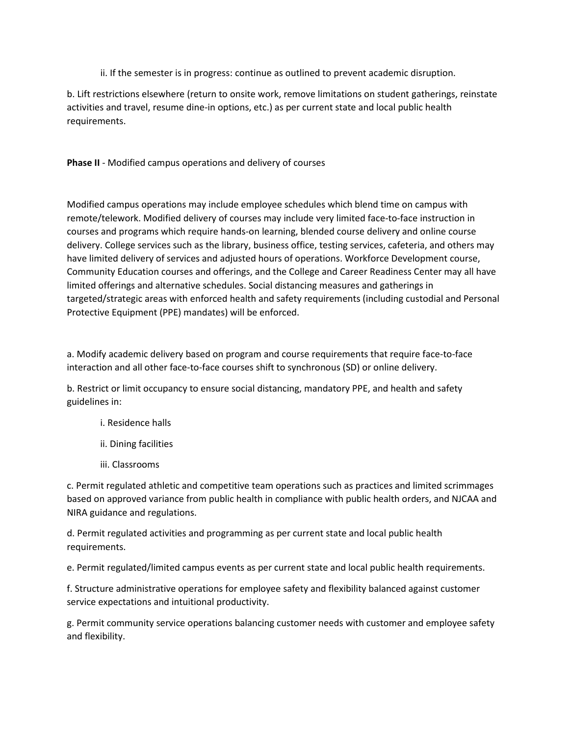ii. If the semester is in progress: continue as outlined to prevent academic disruption.

b. Lift restrictions elsewhere (return to onsite work, remove limitations on student gatherings, reinstate activities and travel, resume dine-in options, etc.) as per current state and local public health requirements.

**Phase II** - Modified campus operations and delivery of courses

Modified campus operations may include employee schedules which blend time on campus with remote/telework. Modified delivery of courses may include very limited face-to-face instruction in courses and programs which require hands-on learning, blended course delivery and online course delivery. College services such as the library, business office, testing services, cafeteria, and others may have limited delivery of services and adjusted hours of operations. Workforce Development course, Community Education courses and offerings, and the College and Career Readiness Center may all have limited offerings and alternative schedules. Social distancing measures and gatherings in targeted/strategic areas with enforced health and safety requirements (including custodial and Personal Protective Equipment (PPE) mandates) will be enforced.

a. Modify academic delivery based on program and course requirements that require face-to-face interaction and all other face-to-face courses shift to synchronous (SD) or online delivery.

b. Restrict or limit occupancy to ensure social distancing, mandatory PPE, and health and safety guidelines in:

    i. Residence halls

    ii. Dining facilities

    iii. Classrooms

c. Permit regulated athletic and competitive team operations such as practices and limited scrimmages based on approved variance from public health in compliance with public health orders, and NJCAA and NIRA guidance and regulations.

d. Permit regulated activities and programming as per current state and local public health requirements.

e. Permit regulated/limited campus events as per current state and local public health requirements.

f. Structure administrative operations for employee safety and flexibility balanced against customer service expectations and intuitional productivity.

g. Permit community service operations balancing customer needs with customer and employee safety and flexibility.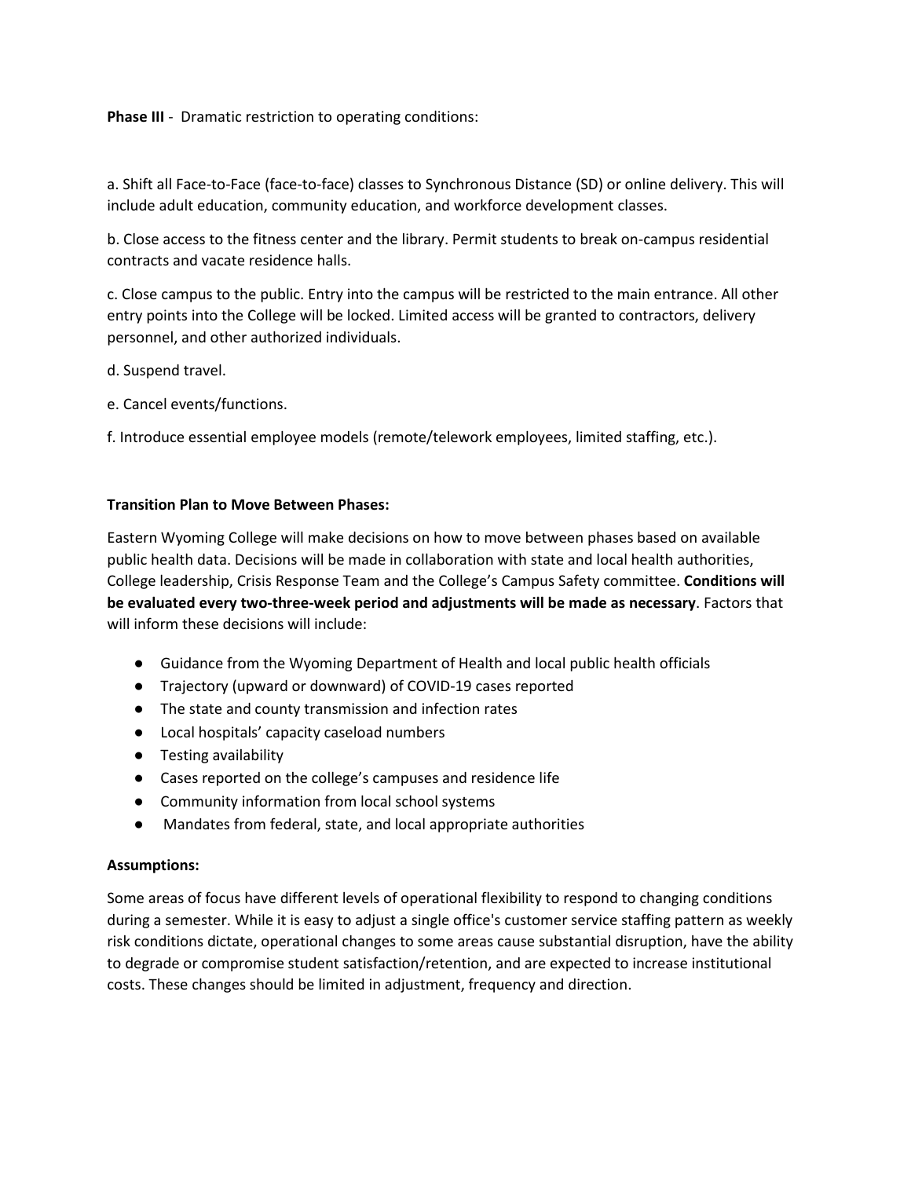**Phase III** - Dramatic restriction to operating conditions:

a. Shift all Face-to-Face (face-to-face) classes to Synchronous Distance (SD) or online delivery. This will include adult education, community education, and workforce development classes.

b. Close access to the fitness center and the library. Permit students to break on-campus residential contracts and vacate residence halls.

c. Close campus to the public. Entry into the campus will be restricted to the main entrance. All other entry points into the College will be locked. Limited access will be granted to contractors, delivery personnel, and other authorized individuals.

d. Suspend travel.

e. Cancel events/functions.

f. Introduce essential employee models (remote/telework employees, limited staffing, etc.).

**Transition Plan to Move Between Phases:**

Eastern Wyoming College will make decisions on how to move between phases based on available public health data. Decisions will be made in collaboration with state and local health authorities, College leadership, Crisis Response Team and the College's Campus Safety committee. **Conditions will be evaluated every two-three-week period and adjustments will be made as necessary**. Factors that will inform these decisions will include:

- Guidance from the Wyoming Department of Health and local public health officials
- Trajectory (upward or downward) of COVID-19 cases reported
- The state and county transmission and infection rates
- Local hospitals' capacity caseload numbers
- Testing availability
- Cases reported on the college's campuses and residence life
- Community information from local school systems
- Mandates from federal, state, and local appropriate authorities

**Assumptions:**

Some areas of focus have different levels of operational flexibility to respond to changing conditions during a semester. While it is easy to adjust a single office's customer service staffing pattern as weekly risk conditions dictate, operational changes to some areas cause substantial disruption, have the ability to degrade or compromise student satisfaction/retention, and are expected to increase institutional costs. These changes should be limited in adjustment, frequency and direction.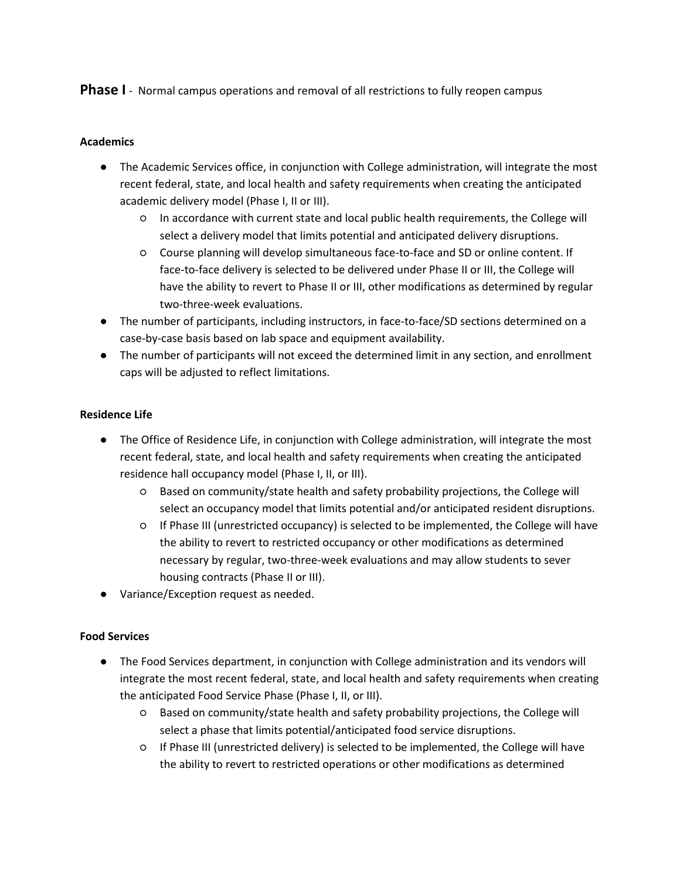## **Phase I** - Normal campus operations and removal of all restrictions to fully reopen campus

**Academics**

- The Academic Services office, in conjunction with College administration, will integrate the most recent federal, state, and local health and safety requirements when creating the anticipated academic delivery model (Phase I, II or III).
  - In accordance with current state and local public health requirements, the College will select a delivery model that limits potential and anticipated delivery disruptions.
  - Course planning will develop simultaneous face-to-face and SD or online content. If face-to-face delivery is selected to be delivered under Phase II or III, the College will have the ability to revert to Phase II or III, other modifications as determined by regular two-three-week evaluations.
- The number of participants, including instructors, in face-to-face/SD sections determined on a case-by-case basis based on lab space and equipment availability.
- The number of participants will not exceed the determined limit in any section, and enrollment caps will be adjusted to reflect limitations.

**Residence Life**

- The Office of Residence Life, in conjunction with College administration, will integrate the most recent federal, state, and local health and safety requirements when creating the anticipated residence hall occupancy model (Phase I, II, or III).
  - Based on community/state health and safety probability projections, the College will select an occupancy model that limits potential and/or anticipated resident disruptions.
  - If Phase III (unrestricted occupancy) is selected to be implemented, the College will have the ability to revert to restricted occupancy or other modifications as determined necessary by regular, two-three-week evaluations and may allow students to sever housing contracts (Phase II or III).
- Variance/Exception request as needed.

**Food Services**

- The Food Services department, in conjunction with College administration and its vendors will integrate the most recent federal, state, and local health and safety requirements when creating the anticipated Food Service Phase (Phase I, II, or III).
  - Based on community/state health and safety probability projections, the College will select a phase that limits potential/anticipated food service disruptions.
  - If Phase III (unrestricted delivery) is selected to be implemented, the College will have the ability to revert to restricted operations or other modifications as determined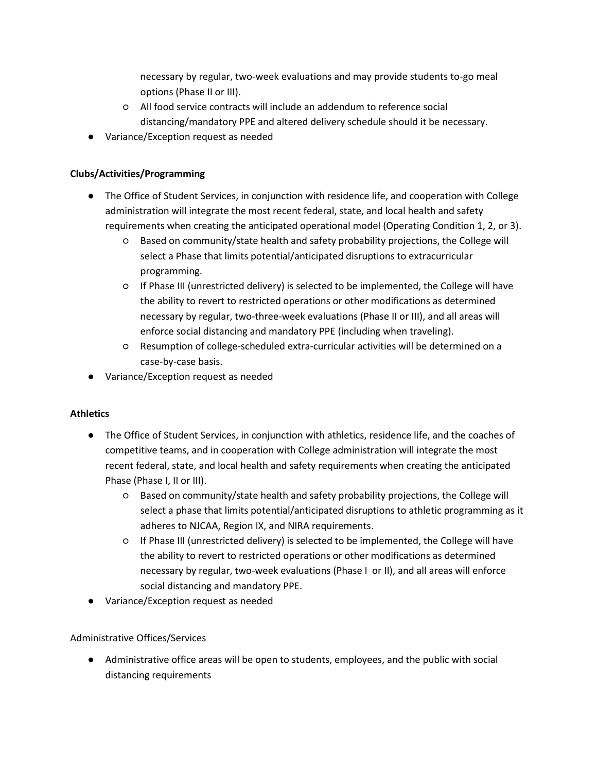- necessary by regular, two-week evaluations and may provide students to-go meal options (Phase II or III).
    - All food service contracts will include an addendum to reference social distancing/mandatory PPE and altered delivery schedule should it be necessary.
- Variance/Exception request as needed

**Clubs/Activities/Programming**

- The Office of Student Services, in conjunction with residence life, and cooperation with College administration will integrate the most recent federal, state, and local health and safety requirements when creating the anticipated operational model (Operating Condition 1, 2, or 3).
    - Based on community/state health and safety probability projections, the College will select a Phase that limits potential/anticipated disruptions to extracurricular programming.
    - If Phase III (unrestricted delivery) is selected to be implemented, the College will have the ability to revert to restricted operations or other modifications as determined necessary by regular, two-three-week evaluations (Phase II or III), and all areas will enforce social distancing and mandatory PPE (including when traveling).
    - Resumption of college-scheduled extra-curricular activities will be determined on a case-by-case basis.
- Variance/Exception request as needed

**Athletics**

- The Office of Student Services, in conjunction with athletics, residence life, and the coaches of competitive teams, and in cooperation with College administration will integrate the most recent federal, state, and local health and safety requirements when creating the anticipated Phase (Phase I, II or III).
    - Based on community/state health and safety probability projections, the College will select a phase that limits potential/anticipated disruptions to athletic programming as it adheres to NJCAA, Region IX, and NIRA requirements.
    - If Phase III (unrestricted delivery) is selected to be implemented, the College will have the ability to revert to restricted operations or other modifications as determined necessary by regular, two-week evaluations (Phase I or II), and all areas will enforce social distancing and mandatory PPE.
- Variance/Exception request as needed

Administrative Offices/Services

- Administrative office areas will be open to students, employees, and the public with social distancing requirements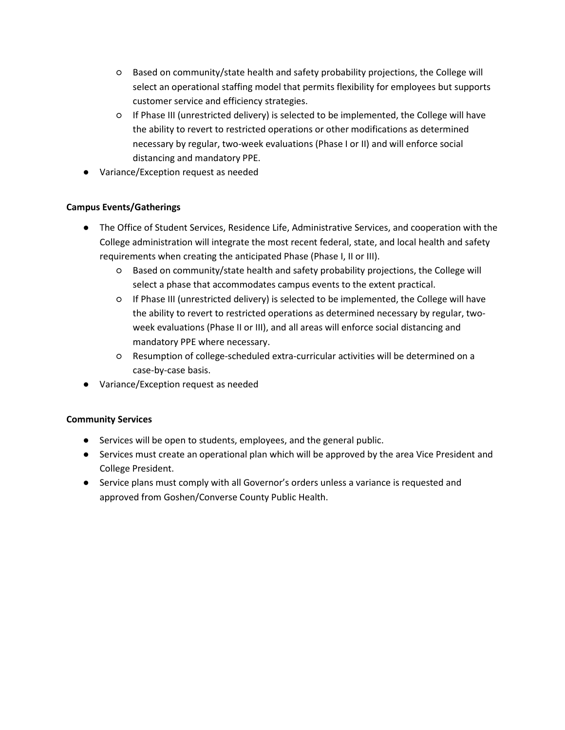- Based on community/state health and safety probability projections, the College will select an operational staffing model that permits flexibility for employees but supports customer service and efficiency strategies.
    - If Phase III (unrestricted delivery) is selected to be implemented, the College will have the ability to revert to restricted operations or other modifications as determined necessary by regular, two-week evaluations (Phase I or II) and will enforce social distancing and mandatory PPE.
- Variance/Exception request as needed

**Campus Events/Gatherings**

- The Office of Student Services, Residence Life, Administrative Services, and cooperation with the College administration will integrate the most recent federal, state, and local health and safety requirements when creating the anticipated Phase (Phase I, II or III).
    - Based on community/state health and safety probability projections, the College will select a phase that accommodates campus events to the extent practical.
    - If Phase III (unrestricted delivery) is selected to be implemented, the College will have the ability to revert to restricted operations as determined necessary by regular, two-week evaluations (Phase II or III), and all areas will enforce social distancing and mandatory PPE where necessary.
    - Resumption of college-scheduled extra-curricular activities will be determined on a case-by-case basis.
- Variance/Exception request as needed

**Community Services**

- Services will be open to students, employees, and the general public.
- Services must create an operational plan which will be approved by the area Vice President and College President.
- Service plans must comply with all Governor's orders unless a variance is requested and approved from Goshen/Converse County Public Health.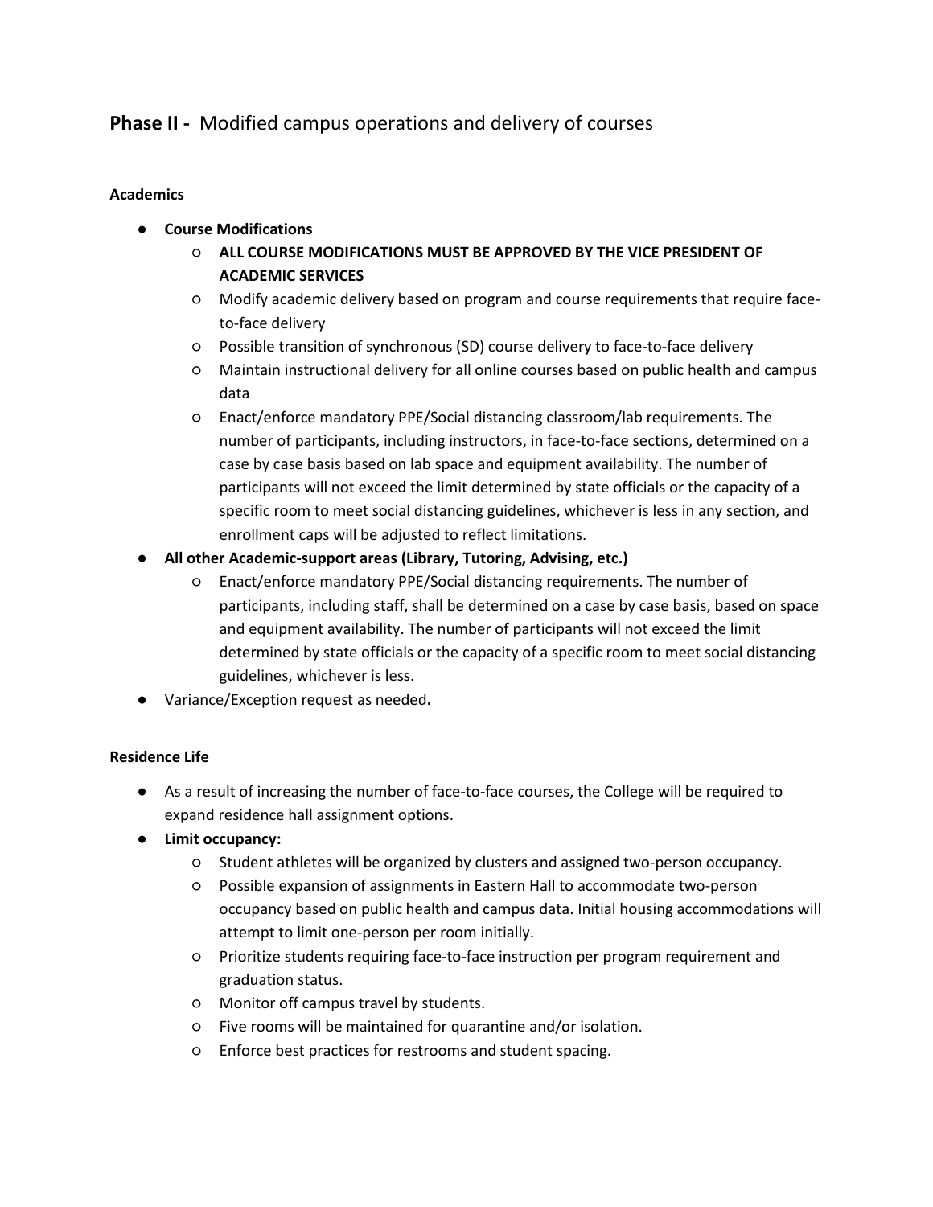## **Phase II -** Modified campus operations and delivery of courses

**Academics**

- **Course Modifications**
  - **ALL COURSE MODIFICATIONS MUST BE APPROVED BY THE VICE PRESIDENT OF ACADEMIC SERVICES**
  - Modify academic delivery based on program and course requirements that require face-to-face delivery
  - Possible transition of synchronous (SD) course delivery to face-to-face delivery
  - Maintain instructional delivery for all online courses based on public health and campus data
  - Enact/enforce mandatory PPE/Social distancing classroom/lab requirements. The number of participants, including instructors, in face-to-face sections, determined on a case by case basis based on lab space and equipment availability. The number of participants will not exceed the limit determined by state officials or the capacity of a specific room to meet social distancing guidelines, whichever is less in any section, and enrollment caps will be adjusted to reflect limitations.
- **All other Academic-support areas (Library, Tutoring, Advising, etc.)**
  - Enact/enforce mandatory PPE/Social distancing requirements. The number of participants, including staff, shall be determined on a case by case basis, based on space and equipment availability. The number of participants will not exceed the limit determined by state officials or the capacity of a specific room to meet social distancing guidelines, whichever is less.
- Variance/Exception request as needed**.**

**Residence Life**

- As a result of increasing the number of face-to-face courses, the College will be required to expand residence hall assignment options.
- **Limit occupancy:**
  - Student athletes will be organized by clusters and assigned two-person occupancy.
  - Possible expansion of assignments in Eastern Hall to accommodate two-person occupancy based on public health and campus data. Initial housing accommodations will attempt to limit one-person per room initially.
  - Prioritize students requiring face-to-face instruction per program requirement and graduation status.
  - Monitor off campus travel by students.
  - Five rooms will be maintained for quarantine and/or isolation.
  - Enforce best practices for restrooms and student spacing.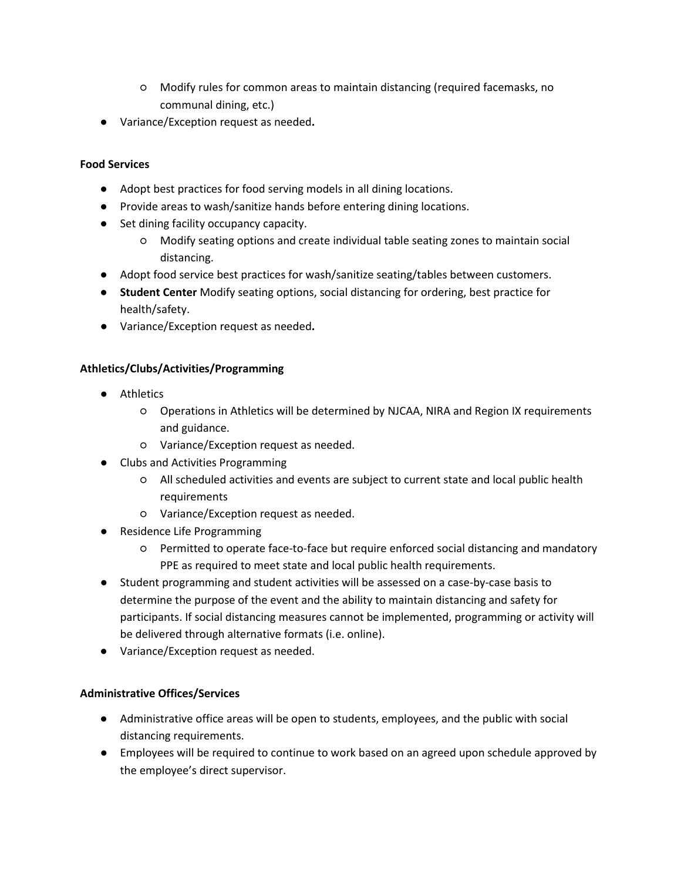- Modify rules for common areas to maintain distancing (required facemasks, no communal dining, etc.)
- Variance/Exception request as needed**.**

**Food Services**

- Adopt best practices for food serving models in all dining locations.
- Provide areas to wash/sanitize hands before entering dining locations.
- Set dining facility occupancy capacity.
    - Modify seating options and create individual table seating zones to maintain social distancing.
- Adopt food service best practices for wash/sanitize seating/tables between customers.
- **Student Center** Modify seating options, social distancing for ordering, best practice for health/safety.
- Variance/Exception request as needed**.**

**Athletics/Clubs/Activities/Programming**

- Athletics
    - Operations in Athletics will be determined by NJCAA, NIRA and Region IX requirements and guidance.
    - Variance/Exception request as needed.
- Clubs and Activities Programming
    - All scheduled activities and events are subject to current state and local public health requirements
    - Variance/Exception request as needed.
- Residence Life Programming
    - Permitted to operate face-to-face but require enforced social distancing and mandatory PPE as required to meet state and local public health requirements.
- Student programming and student activities will be assessed on a case-by-case basis to determine the purpose of the event and the ability to maintain distancing and safety for participants. If social distancing measures cannot be implemented, programming or activity will be delivered through alternative formats (i.e. online).
- Variance/Exception request as needed.

**Administrative Offices/Services**

- Administrative office areas will be open to students, employees, and the public with social distancing requirements.
- Employees will be required to continue to work based on an agreed upon schedule approved by the employee's direct supervisor.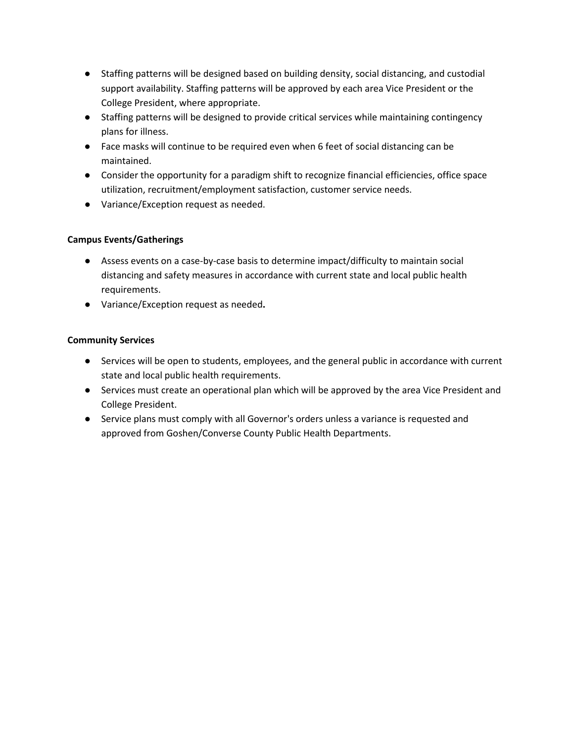- Staffing patterns will be designed based on building density, social distancing, and custodial support availability. Staffing patterns will be approved by each area Vice President or the College President, where appropriate.
- Staffing patterns will be designed to provide critical services while maintaining contingency plans for illness.
- Face masks will continue to be required even when 6 feet of social distancing can be maintained.
- Consider the opportunity for a paradigm shift to recognize financial efficiencies, office space utilization, recruitment/employment satisfaction, customer service needs.
- Variance/Exception request as needed.

**Campus Events/Gatherings**

- Assess events on a case-by-case basis to determine impact/difficulty to maintain social distancing and safety measures in accordance with current state and local public health requirements.
- Variance/Exception request as needed**.**

**Community Services**

- Services will be open to students, employees, and the general public in accordance with current state and local public health requirements.
- Services must create an operational plan which will be approved by the area Vice President and College President.
- Service plans must comply with all Governor's orders unless a variance is requested and approved from Goshen/Converse County Public Health Departments.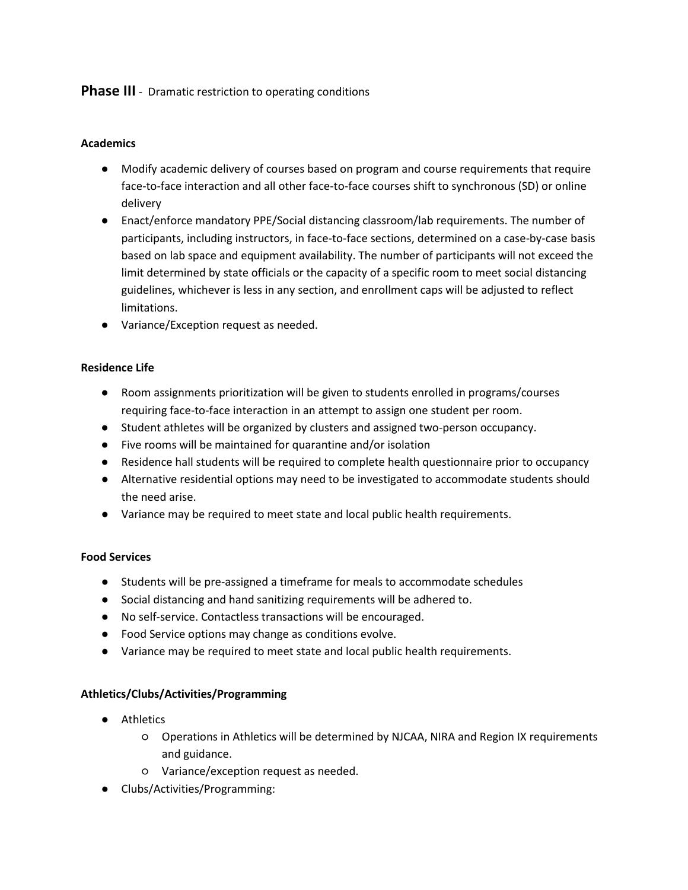## **Phase III** - Dramatic restriction to operating conditions

**Academics**

- Modify academic delivery of courses based on program and course requirements that require face-to-face interaction and all other face-to-face courses shift to synchronous (SD) or online delivery
- Enact/enforce mandatory PPE/Social distancing classroom/lab requirements. The number of participants, including instructors, in face-to-face sections, determined on a case-by-case basis based on lab space and equipment availability. The number of participants will not exceed the limit determined by state officials or the capacity of a specific room to meet social distancing guidelines, whichever is less in any section, and enrollment caps will be adjusted to reflect limitations.
- Variance/Exception request as needed.

**Residence Life**

- Room assignments prioritization will be given to students enrolled in programs/courses requiring face-to-face interaction in an attempt to assign one student per room.
- Student athletes will be organized by clusters and assigned two-person occupancy.
- Five rooms will be maintained for quarantine and/or isolation
- Residence hall students will be required to complete health questionnaire prior to occupancy
- Alternative residential options may need to be investigated to accommodate students should the need arise.
- Variance may be required to meet state and local public health requirements.

**Food Services**

- Students will be pre-assigned a timeframe for meals to accommodate schedules
- Social distancing and hand sanitizing requirements will be adhered to.
- No self-service. Contactless transactions will be encouraged.
- Food Service options may change as conditions evolve.
- Variance may be required to meet state and local public health requirements.

**Athletics/Clubs/Activities/Programming**

- Athletics
  - Operations in Athletics will be determined by NJCAA, NIRA and Region IX requirements and guidance.
  - Variance/exception request as needed.
- Clubs/Activities/Programming: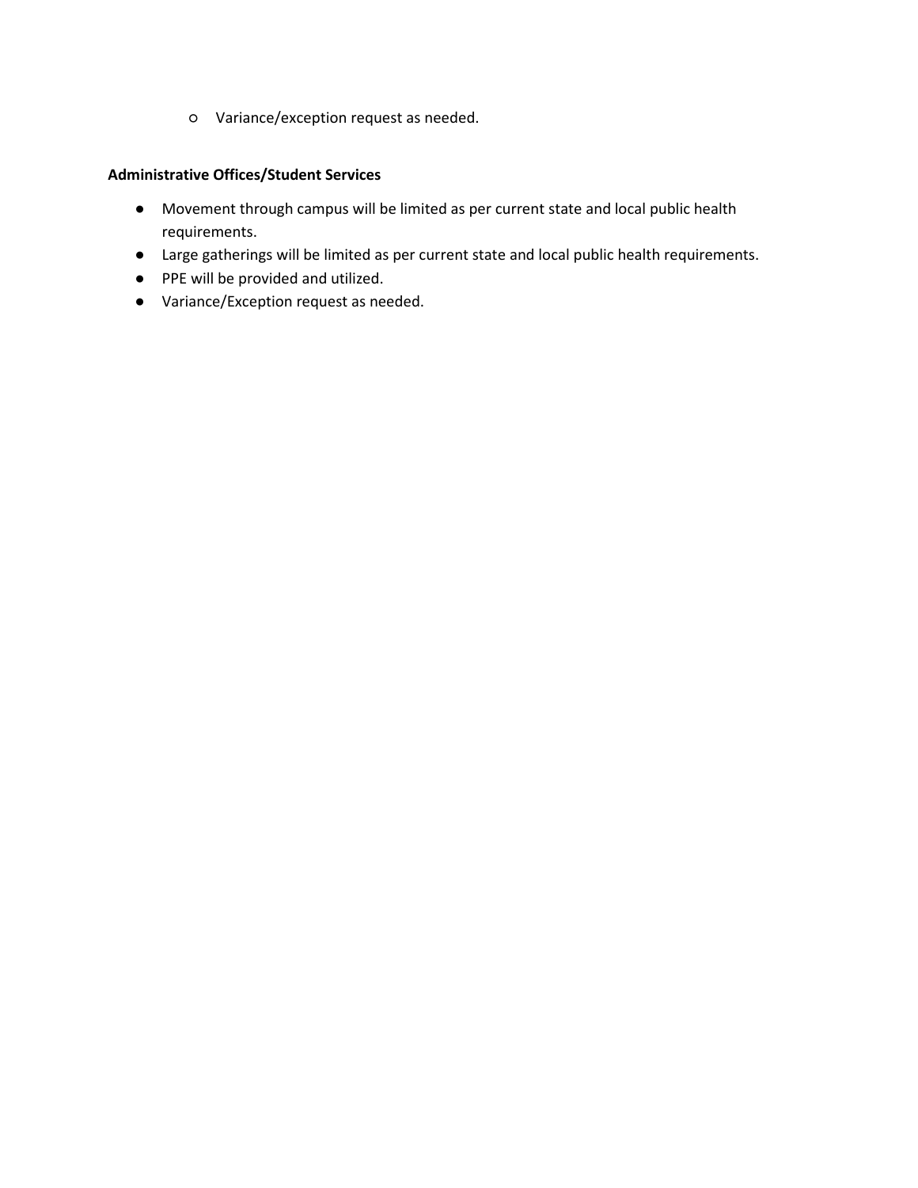- Variance/exception request as needed.

**Administrative Offices/Student Services**

- Movement through campus will be limited as per current state and local public health requirements.
- Large gatherings will be limited as per current state and local public health requirements.
- PPE will be provided and utilized.
- Variance/Exception request as needed.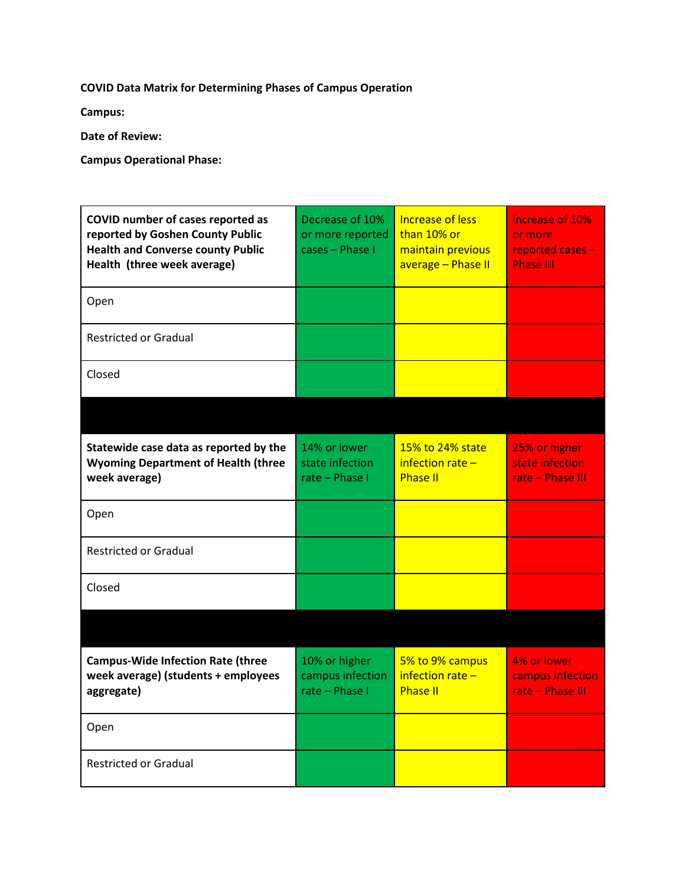**COVID Data Matrix for Determining Phases of Campus Operation**

**Campus:**

**Date of Review:**

**Campus Operational Phase:**

| **COVID number of cases reported as reported by Goshen County Public Health and Converse county Public Health (three week average)** | Decrease of 10% or more reported cases – Phase I | Increase of less than 10% or maintain previous average – Phase II | Increase of 10% or more reported cases – Phase III |
|---|---|---|---|
| Open | | | |
| Restricted or Gradual | | | |
| Closed | | | |
| | | | |
| **Statewide case data as reported by the Wyoming Department of Health (three week average)** | 14% or lower state infection rate – Phase I | 15% to 24% state infection rate – Phase II | 25% or higher state infection rate – Phase III |
| Open | | | |
| Restricted or Gradual | | | |
| Closed | | | |
| | | | |
| **Campus-Wide Infection Rate (three week average) (students + employees aggregate)** | 10% or higher campus infection rate – Phase I | 5% to 9% campus infection rate – Phase II | 4% or lower campus infection rate – Phase III |
| Open | | | |
| Restricted or Gradual | | | |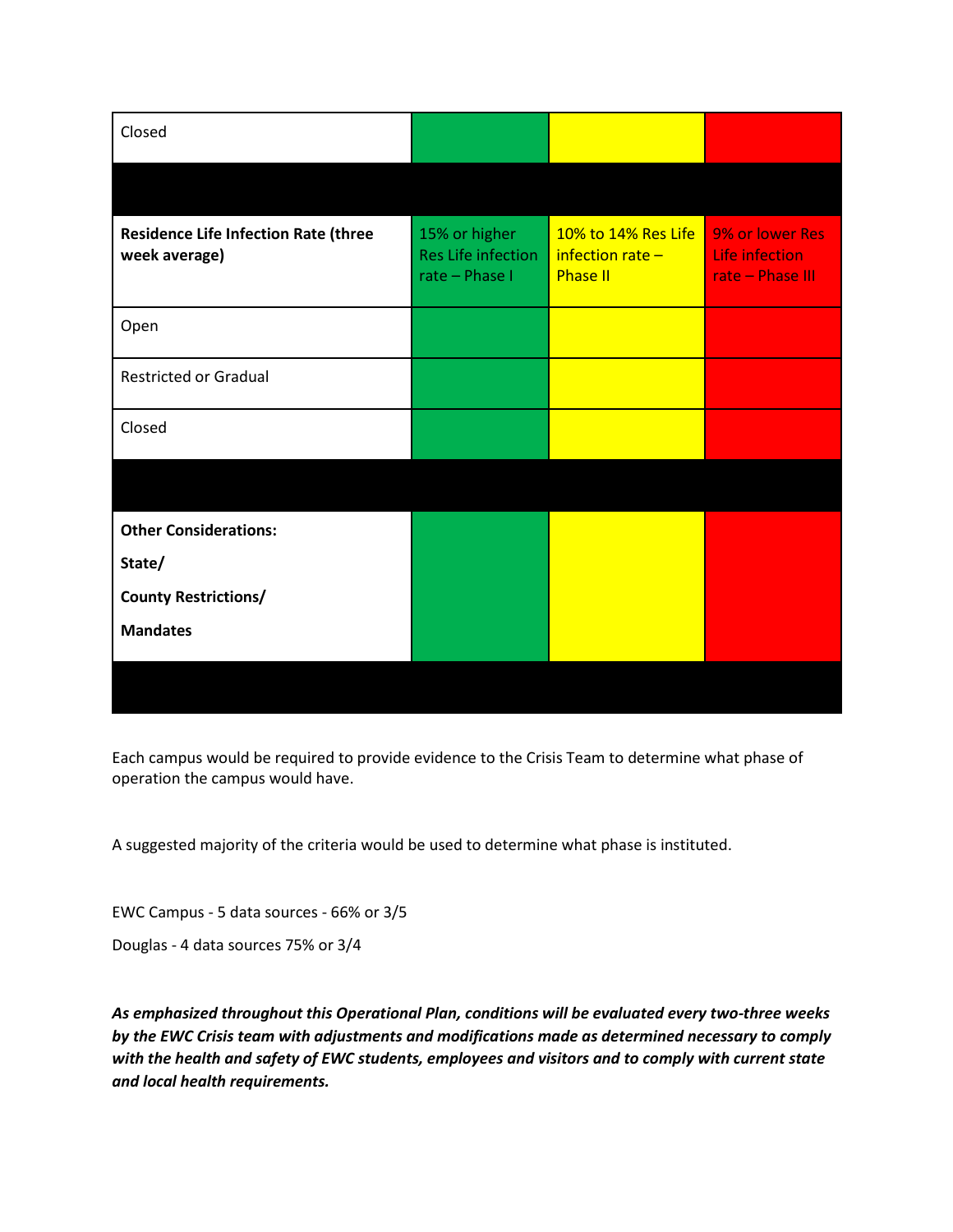| Closed | | | |
|---|---|---|---|
| | | | |
| **Residence Life Infection Rate (three week average)** | 15% or higher Res Life infection rate – Phase I | 10% to 14% Res Life infection rate – Phase II | 9% or lower Res Life infection rate – Phase III |
| Open | | | |
| Restricted or Gradual | | | |
| Closed | | | |
| | | | |
| **Other Considerations:** **State/** **County Restrictions/** **Mandates** | | | |
| | | | |

Each campus would be required to provide evidence to the Crisis Team to determine what phase of operation the campus would have.

A suggested majority of the criteria would be used to determine what phase is instituted.

EWC Campus - 5 data sources - 66% or 3/5

Douglas - 4 data sources 75% or 3/4

***As emphasized throughout this Operational Plan, conditions will be evaluated every two-three weeks by the EWC Crisis team with adjustments and modifications made as determined necessary to comply with the health and safety of EWC students, employees and visitors and to comply with current state and local health requirements.***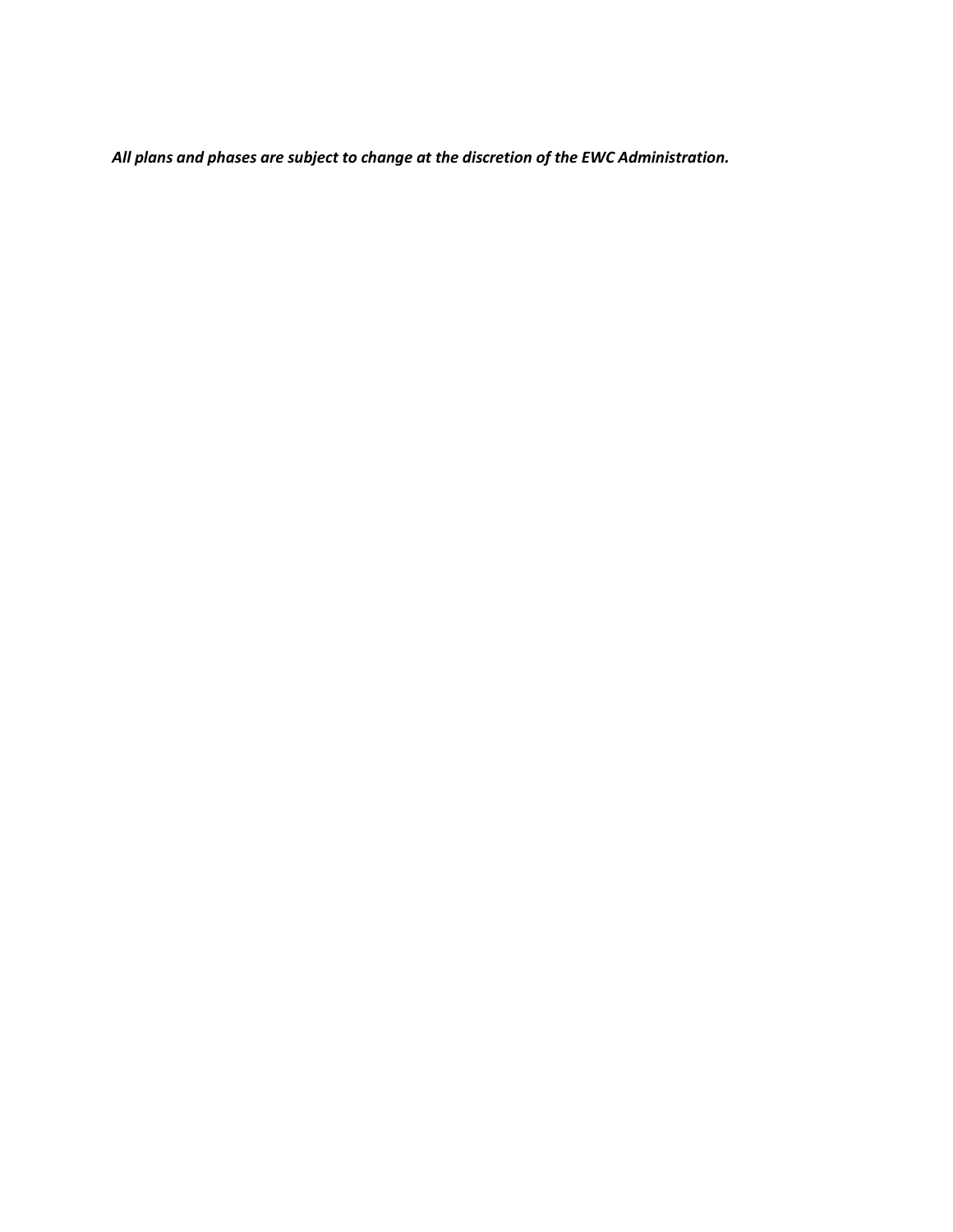***All plans and phases are subject to change at the discretion of the EWC Administration.***